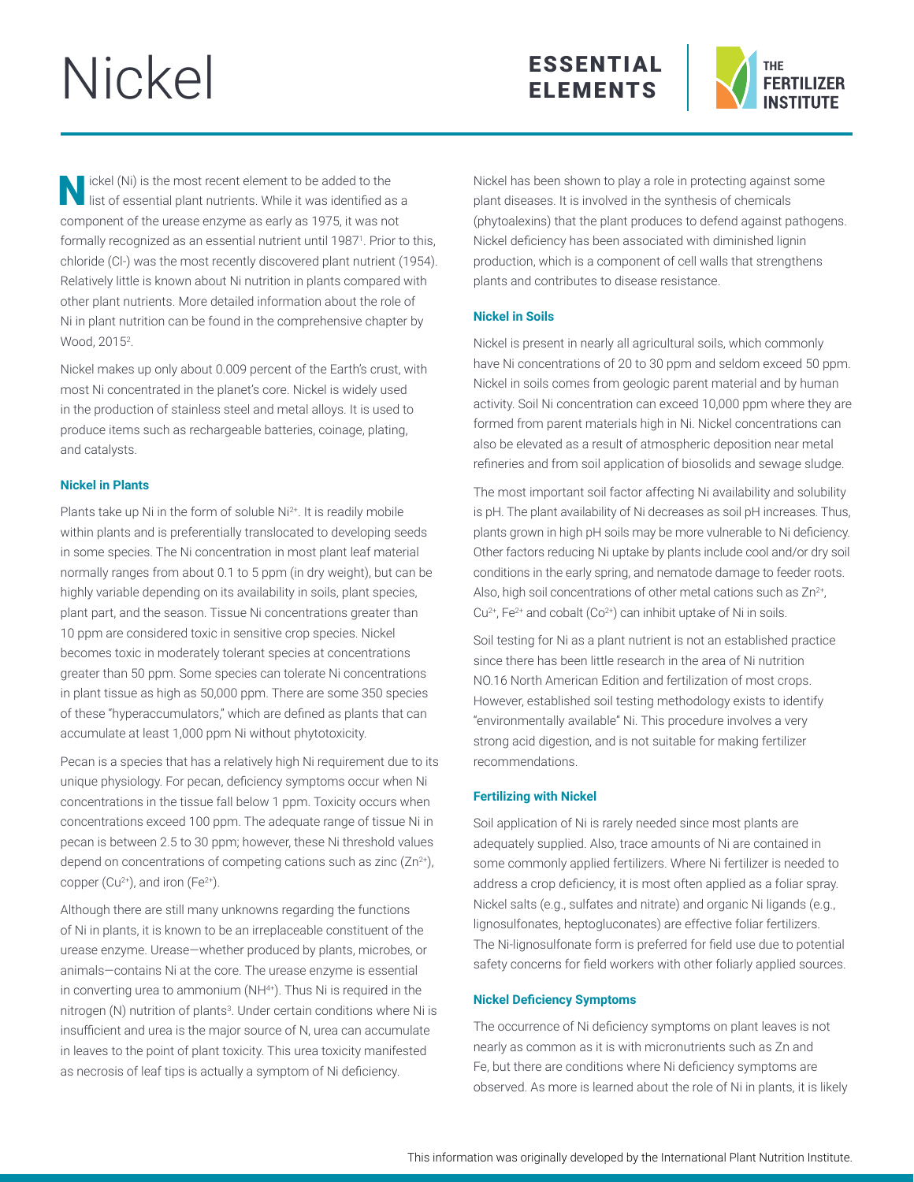# Nickel

ESSENTIAL ELEMENTS

Nickel (Ni) is the most recent element to be added to the list of essential plant nutrients. While it was identified as a component of the urease enzyme as early as 1975, it was not formally recognized as an essential nutrient until 1987[1]. Prior to this, chloride (Cl-) was the most recently discovered plant nutrient (1954). Relatively little is known about Ni nutrition in plants compared with other plant nutrients. More detailed information about the role of Ni in plant nutrition can be found in the comprehensive chapter by Wood, 2015[2].

Nickel makes up only about 0.009 percent of the Earth's crust, with most Ni concentrated in the planet's core. Nickel is widely used in the production of stainless steel and metal alloys. It is used to produce items such as rechargeable batteries, coinage, plating, and catalysts.

### Nickel in Plants

Plants take up Ni in the form of soluble $Ni^{2+}$. It is readily mobile within plants and is preferentially translocated to developing seeds in some species. The Ni concentration in most plant leaf material normally ranges from about 0.1 to 5 ppm (in dry weight), but can be highly variable depending on its availability in soils, plant species, plant part, and the season. Tissue Ni concentrations greater than 10 ppm are considered toxic in sensitive crop species. Nickel becomes toxic in moderately tolerant species at concentrations greater than 50 ppm. Some species can tolerate Ni concentrations in plant tissue as high as 50,000 ppm. There are some 350 species of these "hyperaccumulators," which are defined as plants that can accumulate at least 1,000 ppm Ni without phytotoxicity.

Pecan is a species that has a relatively high Ni requirement due to its unique physiology. For pecan, deficiency symptoms occur when Ni concentrations in the tissue fall below 1 ppm. Toxicity occurs when concentrations exceed 100 ppm. The adequate range of tissue Ni in pecan is between 2.5 to 30 ppm; however, these Ni threshold values depend on concentrations of competing cations such as zinc ($Zn^{2+}$), copper ($Cu^{2+}$), and iron ($Fe^{2+}$).

Although there are still many unknowns regarding the functions of Ni in plants, it is known to be an irreplaceable constituent of the urease enzyme. Urease—whether produced by plants, microbes, or animals—contains Ni at the core. The urease enzyme is essential in converting urea to ammonium ($NH^{4+}$). Thus Ni is required in the nitrogen (N) nutrition of plants[3]. Under certain conditions where Ni is insufficient and urea is the major source of N, urea can accumulate in leaves to the point of plant toxicity. This urea toxicity manifested as necrosis of leaf tips is actually a symptom of Ni deficiency.

Nickel has been shown to play a role in protecting against some plant diseases. It is involved in the synthesis of chemicals (phytoalexins) that the plant produces to defend against pathogens. Nickel deficiency has been associated with diminished lignin production, which is a component of cell walls that strengthens plants and contributes to disease resistance.

### Nickel in Soils

Nickel is present in nearly all agricultural soils, which commonly have Ni concentrations of 20 to 30 ppm and seldom exceed 50 ppm. Nickel in soils comes from geologic parent material and by human activity. Soil Ni concentration can exceed 10,000 ppm where they are formed from parent materials high in Ni. Nickel concentrations can also be elevated as a result of atmospheric deposition near metal refineries and from soil application of biosolids and sewage sludge.

The most important soil factor affecting Ni availability and solubility is pH. The plant availability of Ni decreases as soil pH increases. Thus, plants grown in high pH soils may be more vulnerable to Ni deficiency. Other factors reducing Ni uptake by plants include cool and/or dry soil conditions in the early spring, and nematode damage to feeder roots. Also, high soil concentrations of other metal cations such as $Zn^{2+}$, $Cu^{2+}$, $Fe^{2+}$ and cobalt ($Co^{2+}$) can inhibit uptake of Ni in soils.

Soil testing for Ni as a plant nutrient is not an established practice since there has been little research in the area of Ni nutrition NO.16 North American Edition and fertilization of most crops. However, established soil testing methodology exists to identify "environmentally available" Ni. This procedure involves a very strong acid digestion, and is not suitable for making fertilizer recommendations.

### Fertilizing with Nickel

Soil application of Ni is rarely needed since most plants are adequately supplied. Also, trace amounts of Ni are contained in some commonly applied fertilizers. Where Ni fertilizer is needed to address a crop deficiency, it is most often applied as a foliar spray. Nickel salts (e.g., sulfates and nitrate) and organic Ni ligands (e.g., lignosulfonates, heptogluconates) are effective foliar fertilizers. The Ni-lignosulfonate form is preferred for field use due to potential safety concerns for field workers with other foliarly applied sources.

### Nickel Deficiency Symptoms

The occurrence of Ni deficiency symptoms on plant leaves is not nearly as common as it is with micronutrients such as Zn and Fe, but there are conditions where Ni deficiency symptoms are observed. As more is learned about the role of Ni in plants, it is likely

This information was originally developed by the International Plant Nutrition Institute.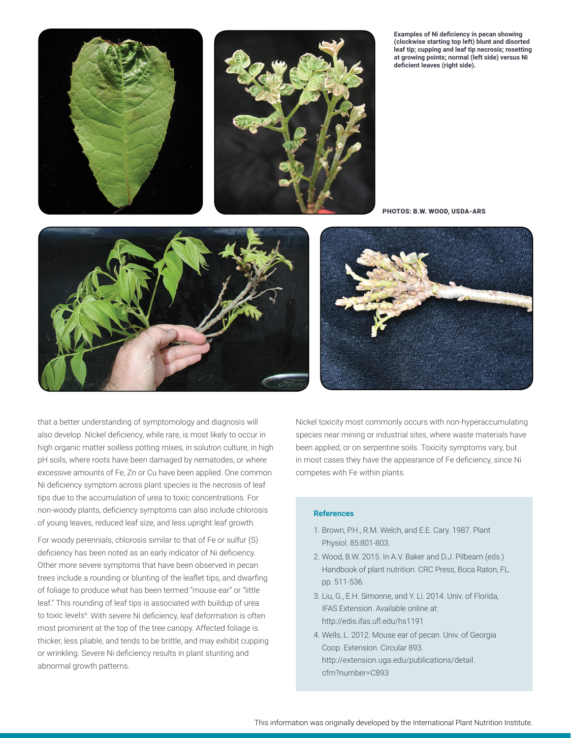Examples of Ni deficiency in pecan showing (clockwise starting top left) blunt and disorted leaf tip; cupping and leaf tip necrosis; rosetting at growing points; normal (left side) versus Ni deficient leaves (right side).

PHOTOS: B.W. WOOD, USDA-ARS

that a better understanding of symptomology and diagnosis will also develop. Nickel deficiency, while rare, is most likely to occur in high organic matter soilless potting mixes, in solution culture, in high pH soils, where roots have been damaged by nematodes, or where excessive amounts of Fe, Zn or Cu have been applied. One common Ni deficiency symptom across plant species is the necrosis of leaf tips due to the accumulation of urea to toxic concentrations. For non-woody plants, deficiency symptoms can also include chlorosis of young leaves, reduced leaf size, and less upright leaf growth.

For woody perennials, chlorosis similar to that of Fe or sulfur (S) deficiency has been noted as an early indicator of Ni deficiency. Other more severe symptoms that have been observed in pecan trees include a rounding or blunting of the leaflet tips, and dwarfing of foliage to produce what has been termed "mouse ear" or "little leaf." This rounding of leaf tips is associated with buildup of urea to toxic levels[4]. With severe Ni deficiency, leaf deformation is often most prominent at the top of the tree canopy. Affected foliage is thicker, less pliable, and tends to be brittle, and may exhibit cupping or wrinkling. Severe Ni deficiency results in plant stunting and abnormal growth patterns.

Nickel toxicity most commonly occurs with non-hyperaccumulating species near mining or industrial sites, where waste materials have been applied, or on serpentine soils. Toxicity symptoms vary, but in most cases they have the appearance of Fe deficiency, since Ni competes with Fe within plants.

#### References

1. Brown, P.H., R.M. Welch, and E.E. Cary. 1987. Plant Physiol. 85:801-803.
2. Wood, B.W. 2015. In A.V. Baker and D.J. Pilbeam (eds.) Handbook of plant nutrition. CRC Press, Boca Raton, FL. pp. 511-536.
3. Liu, G., E.H. Simonne, and Y. Li. 2014. Univ. of Florida, IFAS Extension. Available online at: http://edis.ifas.ufl.edu/hs1191
4. Wells, L. 2012. Mouse ear of pecan. Univ. of Georgia Coop. Extension. Circular 893. http://extension.uga.edu/publications/detail.cfm?number=C893

This information was originally developed by the International Plant Nutrition Institute.